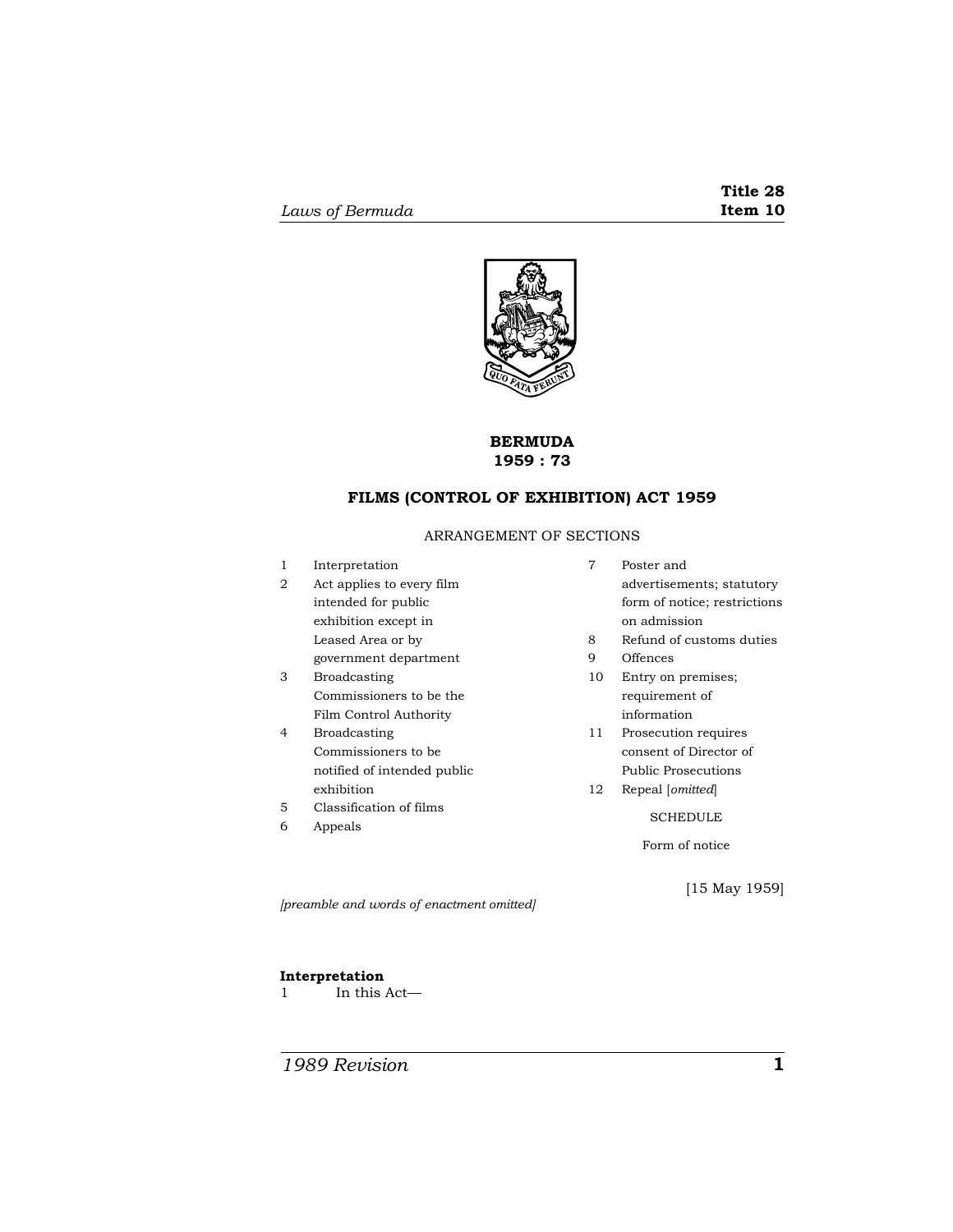# BERMUDA
# 1959 : 73

## FILMS (CONTROL OF EXHIBITION) ACT 1959

ARRANGEMENT OF SECTIONS

1 Interpretation
2 Act applies to every film intended for public exhibition except in Leased Area or by government department
3 Broadcasting Commissioners to be the Film Control Authority
4 Broadcasting Commissioners to be notified of intended public exhibition
5 Classification of films
6 Appeals
7 Poster and advertisements; statutory form of notice; restrictions on admission
8 Refund of customs duties
9 Offences
10 Entry on premises; requirement of information
11 Prosecution requires consent of Director of Public Prosecutions
12 Repeal [*omitted*]

SCHEDULE

Form of notice

[15 May 1959]

*[preamble and words of enactment omitted]*

**Interpretation**

1 In this Act—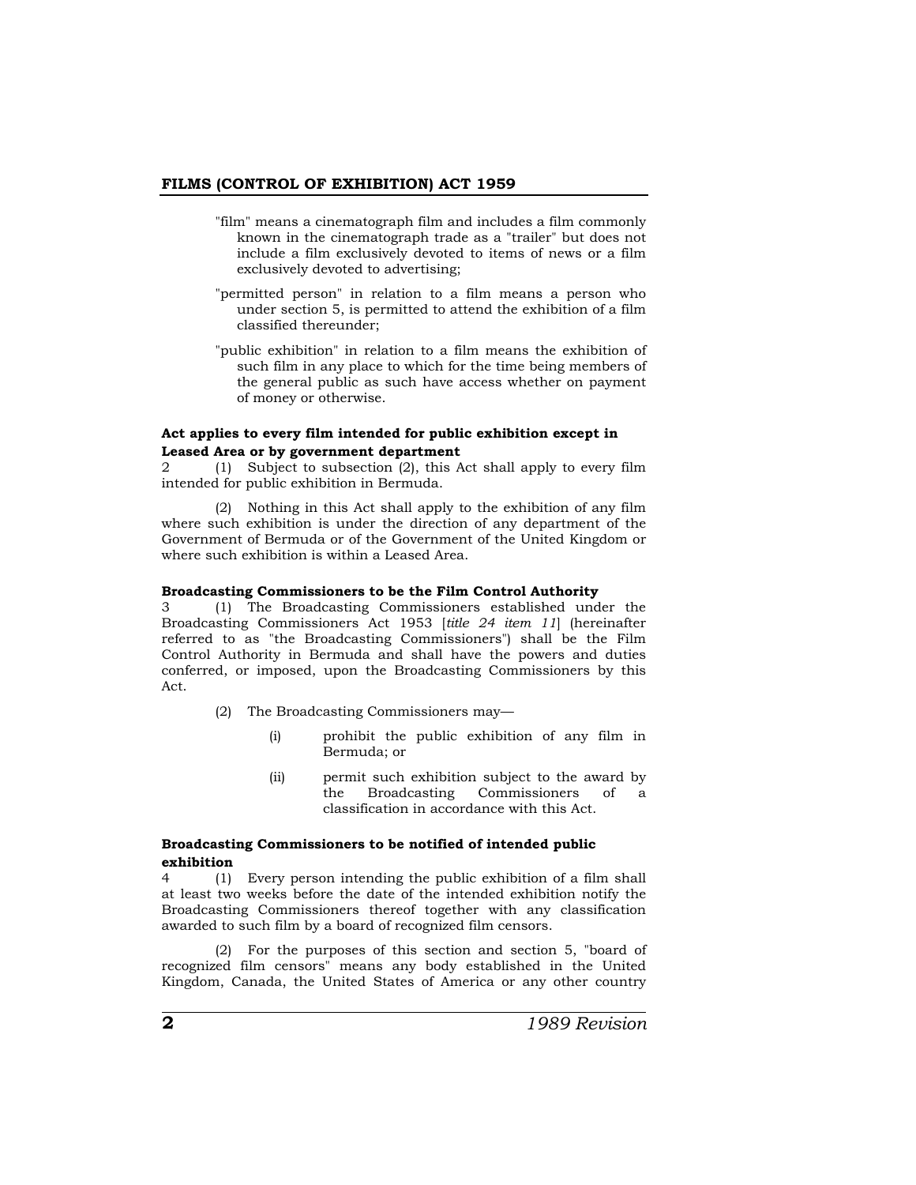"film" means a cinematograph film and includes a film commonly known in the cinematograph trade as a "trailer" but does not include a film exclusively devoted to items of news or a film exclusively devoted to advertising;

"permitted person" in relation to a film means a person who under section 5, is permitted to attend the exhibition of a film classified thereunder;

"public exhibition" in relation to a film means the exhibition of such film in any place to which for the time being members of the general public as such have access whether on payment of money or otherwise.

**Act applies to every film intended for public exhibition except in Leased Area or by government department**

2 (1) Subject to subsection (2), this Act shall apply to every film intended for public exhibition in Bermuda.

(2) Nothing in this Act shall apply to the exhibition of any film where such exhibition is under the direction of any department of the Government of Bermuda or of the Government of the United Kingdom or where such exhibition is within a Leased Area.

**Broadcasting Commissioners to be the Film Control Authority**

3 (1) The Broadcasting Commissioners established under the Broadcasting Commissioners Act 1953 [*title 24 item 11*] (hereinafter referred to as "the Broadcasting Commissioners") shall be the Film Control Authority in Bermuda and shall have the powers and duties conferred, or imposed, upon the Broadcasting Commissioners by this Act.

(2) The Broadcasting Commissioners may—

(i) prohibit the public exhibition of any film in Bermuda; or

(ii) permit such exhibition subject to the award by the Broadcasting Commissioners of a classification in accordance with this Act.

**Broadcasting Commissioners to be notified of intended public exhibition**

4 (1) Every person intending the public exhibition of a film shall at least two weeks before the date of the intended exhibition notify the Broadcasting Commissioners thereof together with any classification awarded to such film by a board of recognized film censors.

(2) For the purposes of this section and section 5, "board of recognized film censors" means any body established in the United Kingdom, Canada, the United States of America or any other country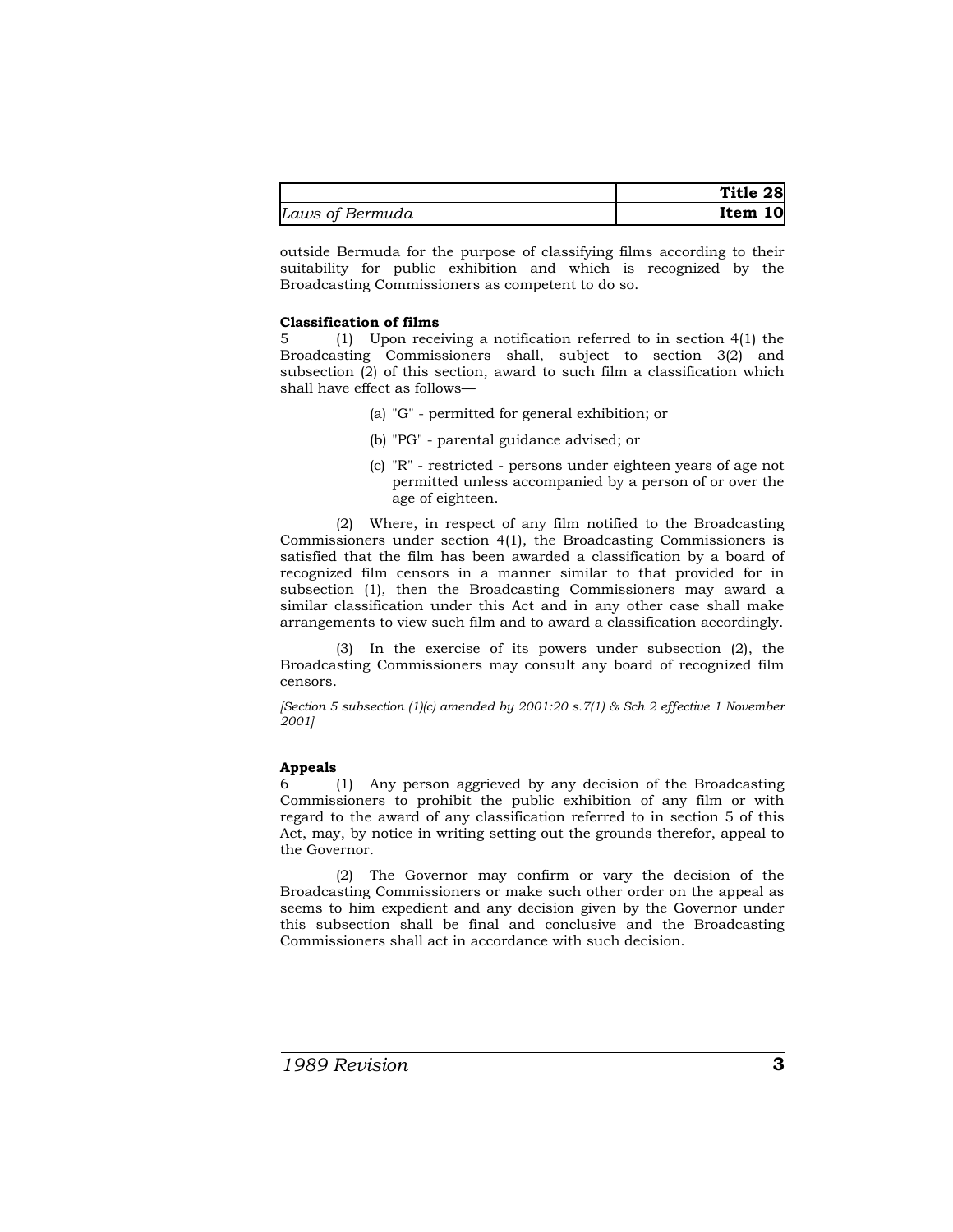outside Bermuda for the purpose of classifying films according to their suitability for public exhibition and which is recognized by the Broadcasting Commissioners as competent to do so.

**Classification of films**

5 (1) Upon receiving a notification referred to in section 4(1) the Broadcasting Commissioners shall, subject to section 3(2) and subsection (2) of this section, award to such film a classification which shall have effect as follows—

(a) "G" - permitted for general exhibition; or

(b) "PG" - parental guidance advised; or

(c) "R" - restricted - persons under eighteen years of age not permitted unless accompanied by a person of or over the age of eighteen.

(2) Where, in respect of any film notified to the Broadcasting Commissioners under section 4(1), the Broadcasting Commissioners is satisfied that the film has been awarded a classification by a board of recognized film censors in a manner similar to that provided for in subsection (1), then the Broadcasting Commissioners may award a similar classification under this Act and in any other case shall make arrangements to view such film and to award a classification accordingly.

(3) In the exercise of its powers under subsection (2), the Broadcasting Commissioners may consult any board of recognized film censors.

*[Section 5 subsection (1)(c) amended by 2001:20 s.7(1) & Sch 2 effective 1 November 2001]*

**Appeals**

6 (1) Any person aggrieved by any decision of the Broadcasting Commissioners to prohibit the public exhibition of any film or with regard to the award of any classification referred to in section 5 of this Act, may, by notice in writing setting out the grounds therefor, appeal to the Governor.

(2) The Governor may confirm or vary the decision of the Broadcasting Commissioners or make such other order on the appeal as seems to him expedient and any decision given by the Governor under this subsection shall be final and conclusive and the Broadcasting Commissioners shall act in accordance with such decision.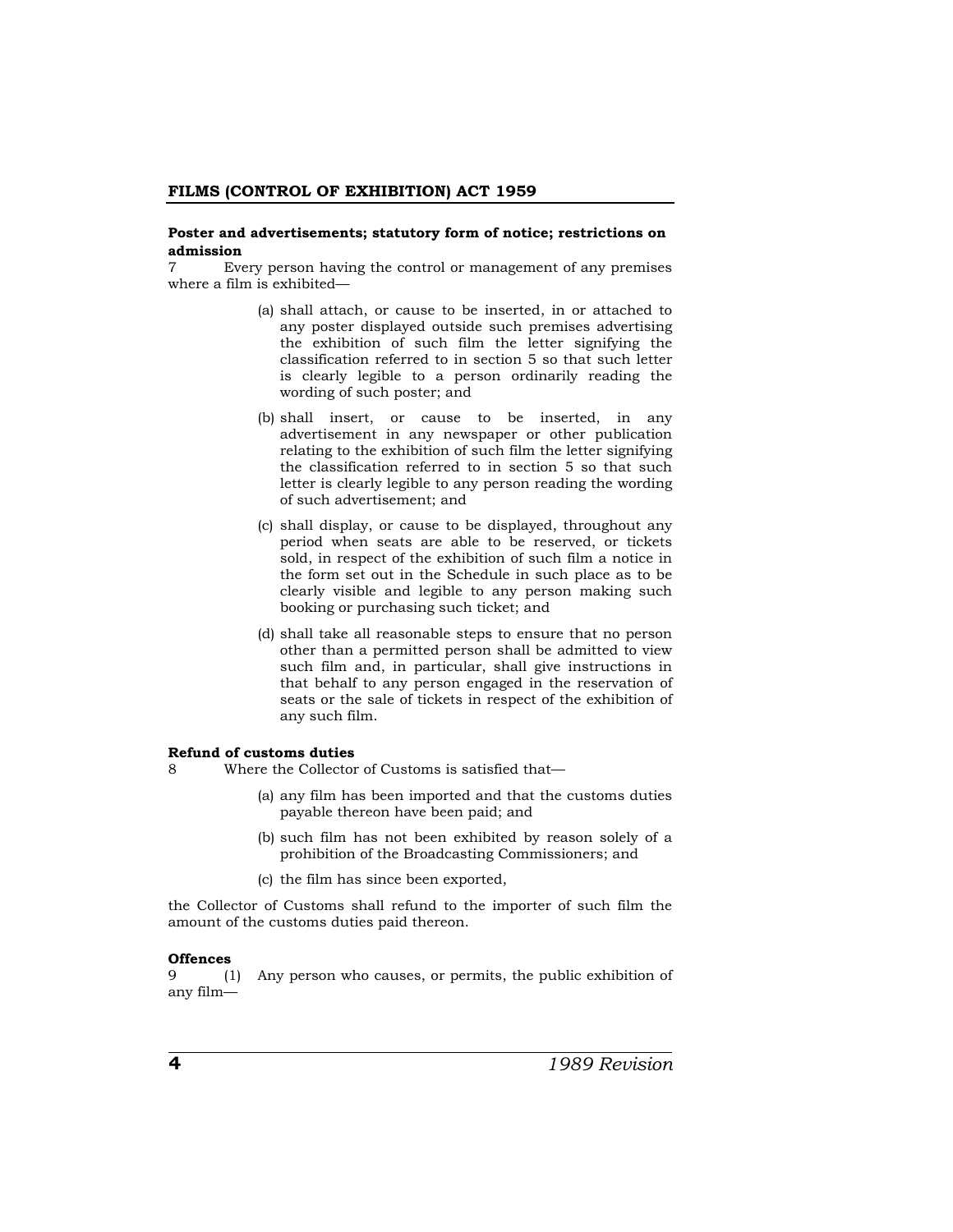**Poster and advertisements; statutory form of notice; restrictions on admission**

7 Every person having the control or management of any premises where a film is exhibited—

(a) shall attach, or cause to be inserted, in or attached to any poster displayed outside such premises advertising the exhibition of such film the letter signifying the classification referred to in section 5 so that such letter is clearly legible to a person ordinarily reading the wording of such poster; and

(b) shall insert, or cause to be inserted, in any advertisement in any newspaper or other publication relating to the exhibition of such film the letter signifying the classification referred to in section 5 so that such letter is clearly legible to any person reading the wording of such advertisement; and

(c) shall display, or cause to be displayed, throughout any period when seats are able to be reserved, or tickets sold, in respect of the exhibition of such film a notice in the form set out in the Schedule in such place as to be clearly visible and legible to any person making such booking or purchasing such ticket; and

(d) shall take all reasonable steps to ensure that no person other than a permitted person shall be admitted to view such film and, in particular, shall give instructions in that behalf to any person engaged in the reservation of seats or the sale of tickets in respect of the exhibition of any such film.

**Refund of customs duties**

8 Where the Collector of Customs is satisfied that—

(a) any film has been imported and that the customs duties payable thereon have been paid; and

(b) such film has not been exhibited by reason solely of a prohibition of the Broadcasting Commissioners; and

(c) the film has since been exported,

the Collector of Customs shall refund to the importer of such film the amount of the customs duties paid thereon.

**Offences**

9 (1) Any person who causes, or permits, the public exhibition of any film—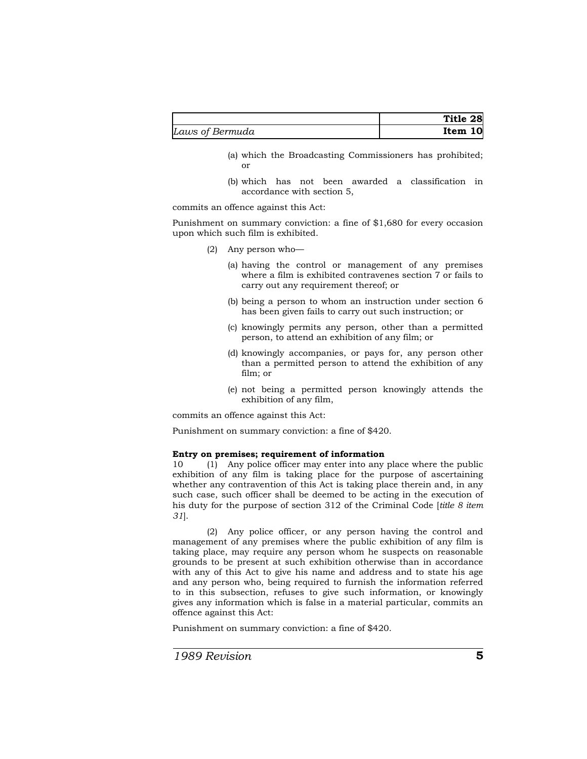(a) which the Broadcasting Commissioners has prohibited; or

(b) which has not been awarded a classification in accordance with section 5,

commits an offence against this Act:

Punishment on summary conviction: a fine of $1,680 for every occasion upon which such film is exhibited.

(2) Any person who—

(a) having the control or management of any premises where a film is exhibited contravenes section 7 or fails to carry out any requirement thereof; or

(b) being a person to whom an instruction under section 6 has been given fails to carry out such instruction; or

(c) knowingly permits any person, other than a permitted person, to attend an exhibition of any film; or

(d) knowingly accompanies, or pays for, any person other than a permitted person to attend the exhibition of any film; or

(e) not being a permitted person knowingly attends the exhibition of any film,

commits an offence against this Act:

Punishment on summary conviction: a fine of $420.

**Entry on premises; requirement of information**

10 (1) Any police officer may enter into any place where the public exhibition of any film is taking place for the purpose of ascertaining whether any contravention of this Act is taking place therein and, in any such case, such officer shall be deemed to be acting in the execution of his duty for the purpose of section 312 of the Criminal Code [*title 8 item 31*].

(2) Any police officer, or any person having the control and management of any premises where the public exhibition of any film is taking place, may require any person whom he suspects on reasonable grounds to be present at such exhibition otherwise than in accordance with any of this Act to give his name and address and to state his age and any person who, being required to furnish the information referred to in this subsection, refuses to give such information, or knowingly gives any information which is false in a material particular, commits an offence against this Act:

Punishment on summary conviction: a fine of $420.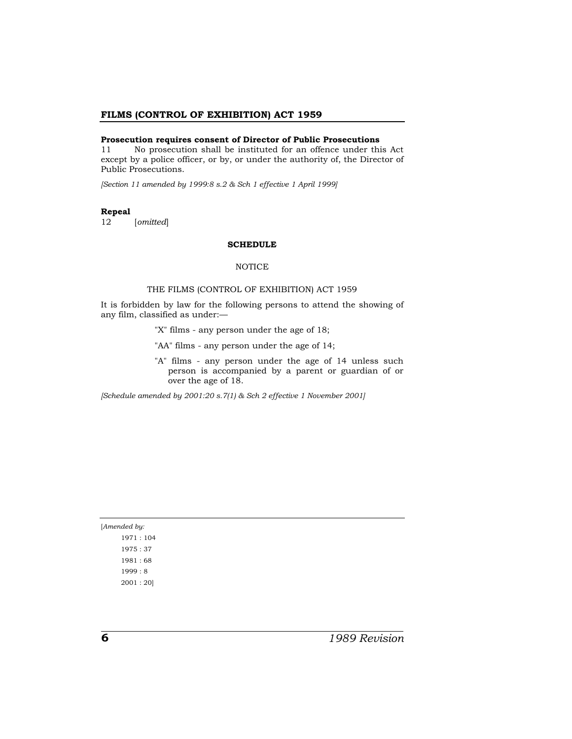**Prosecution requires consent of Director of Public Prosecutions**

11 No prosecution shall be instituted for an offence under this Act except by a police officer, or by, or under the authority of, the Director of Public Prosecutions.

*[Section 11 amended by 1999:8 s.2 & Sch 1 effective 1 April 1999]*

**Repeal**

12 [*omitted*]

**SCHEDULE**

NOTICE

THE FILMS (CONTROL OF EXHIBITION) ACT 1959

It is forbidden by law for the following persons to attend the showing of any film, classified as under:—

"X" films - any person under the age of 18;

"AA" films - any person under the age of 14;

"A" films - any person under the age of 14 unless such person is accompanied by a parent or guardian of or over the age of 18.

*[Schedule amended by 2001:20 s.7(1) & Sch 2 effective 1 November 2001]*

---

[*Amended by:*

1971 : 104

1975 : 37

1981 : 68

1999 : 8

2001 : 20]